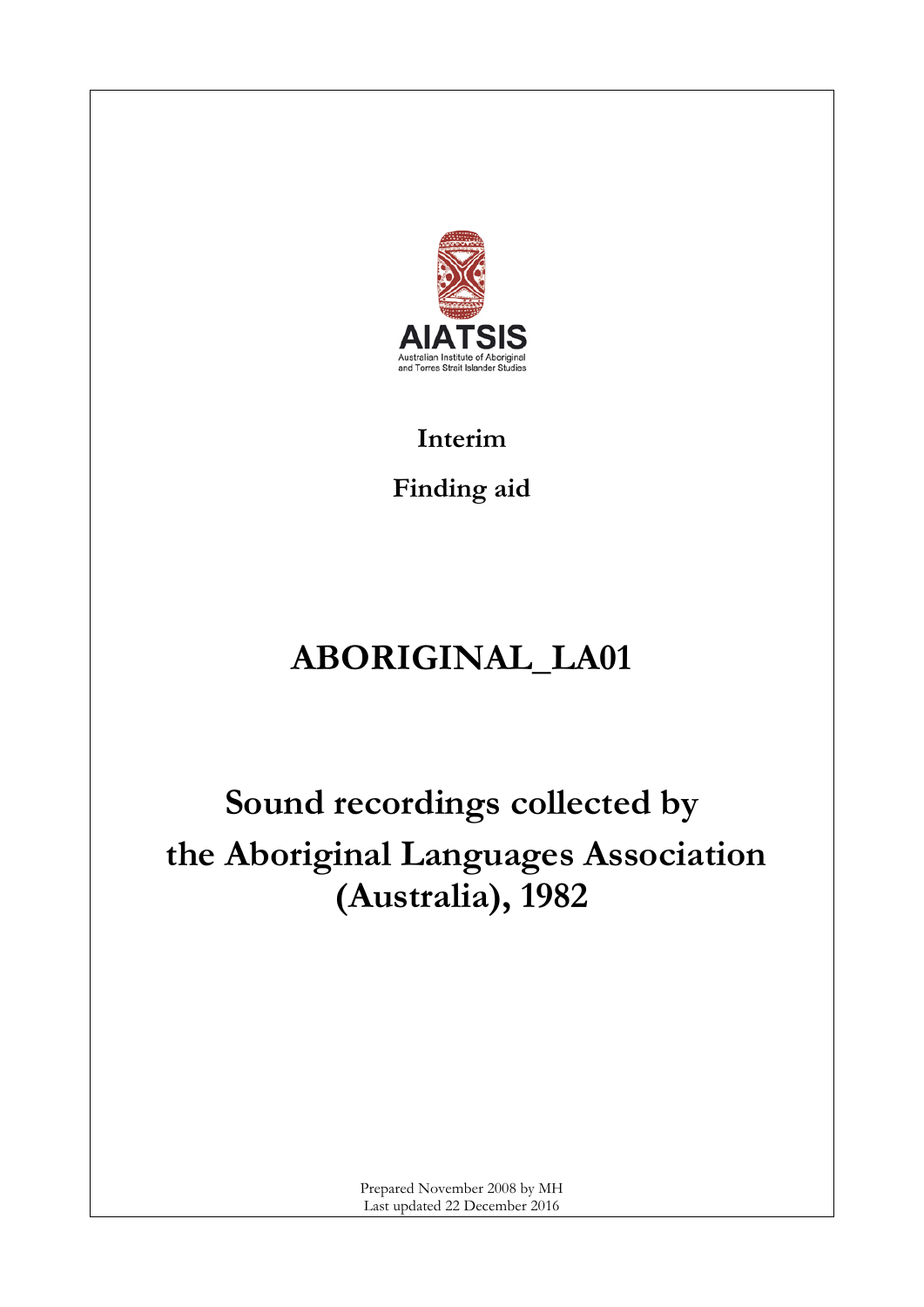AIATSIS

Australian Institute of Aboriginal and Torres Strait Islander Studies

**Interim**

**Finding aid**

# ABORIGINAL_LA01

# Sound recordings collected by the Aboriginal Languages Association (Australia), 1982

Prepared November 2008 by MH
Last updated 22 December 2016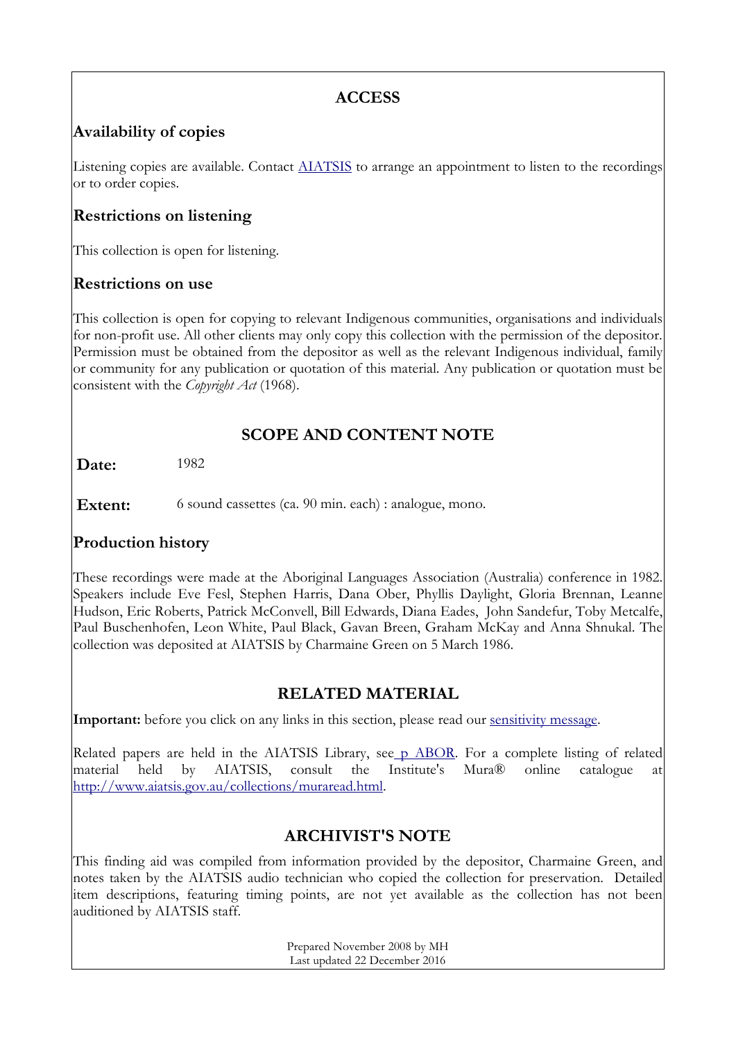## ACCESS

### Availability of copies

Listening copies are available. Contact AIATSIS to arrange an appointment to listen to the recordings or to order copies.

### Restrictions on listening

This collection is open for listening.

### Restrictions on use

This collection is open for copying to relevant Indigenous communities, organisations and individuals for non-profit use. All other clients may only copy this collection with the permission of the depositor. Permission must be obtained from the depositor as well as the relevant Indigenous individual, family or community for any publication or quotation of this material. Any publication or quotation must be consistent with the *Copyright Act* (1968).

## SCOPE AND CONTENT NOTE

**Date:** 1982

**Extent:** 6 sound cassettes (ca. 90 min. each) : analogue, mono.

### Production history

These recordings were made at the Aboriginal Languages Association (Australia) conference in 1982. Speakers include Eve Fesl, Stephen Harris, Dana Ober, Phyllis Daylight, Gloria Brennan, Leanne Hudson, Eric Roberts, Patrick McConvell, Bill Edwards, Diana Eades, John Sandefur, Toby Metcalfe, Paul Buschenhofen, Leon White, Paul Black, Gavan Breen, Graham McKay and Anna Shnukal. The collection was deposited at AIATSIS by Charmaine Green on 5 March 1986.

## RELATED MATERIAL

**Important:** before you click on any links in this section, please read our sensitivity message.

Related papers are held in the AIATSIS Library, see p ABOR. For a complete listing of related material held by AIATSIS, consult the Institute's Mura® online catalogue at http://www.aiatsis.gov.au/collections/muraread.html.

## ARCHIVIST'S NOTE

This finding aid was compiled from information provided by the depositor, Charmaine Green, and notes taken by the AIATSIS audio technician who copied the collection for preservation. Detailed item descriptions, featuring timing points, are not yet available as the collection has not been auditioned by AIATSIS staff.

Prepared November 2008 by MH
Last updated 22 December 2016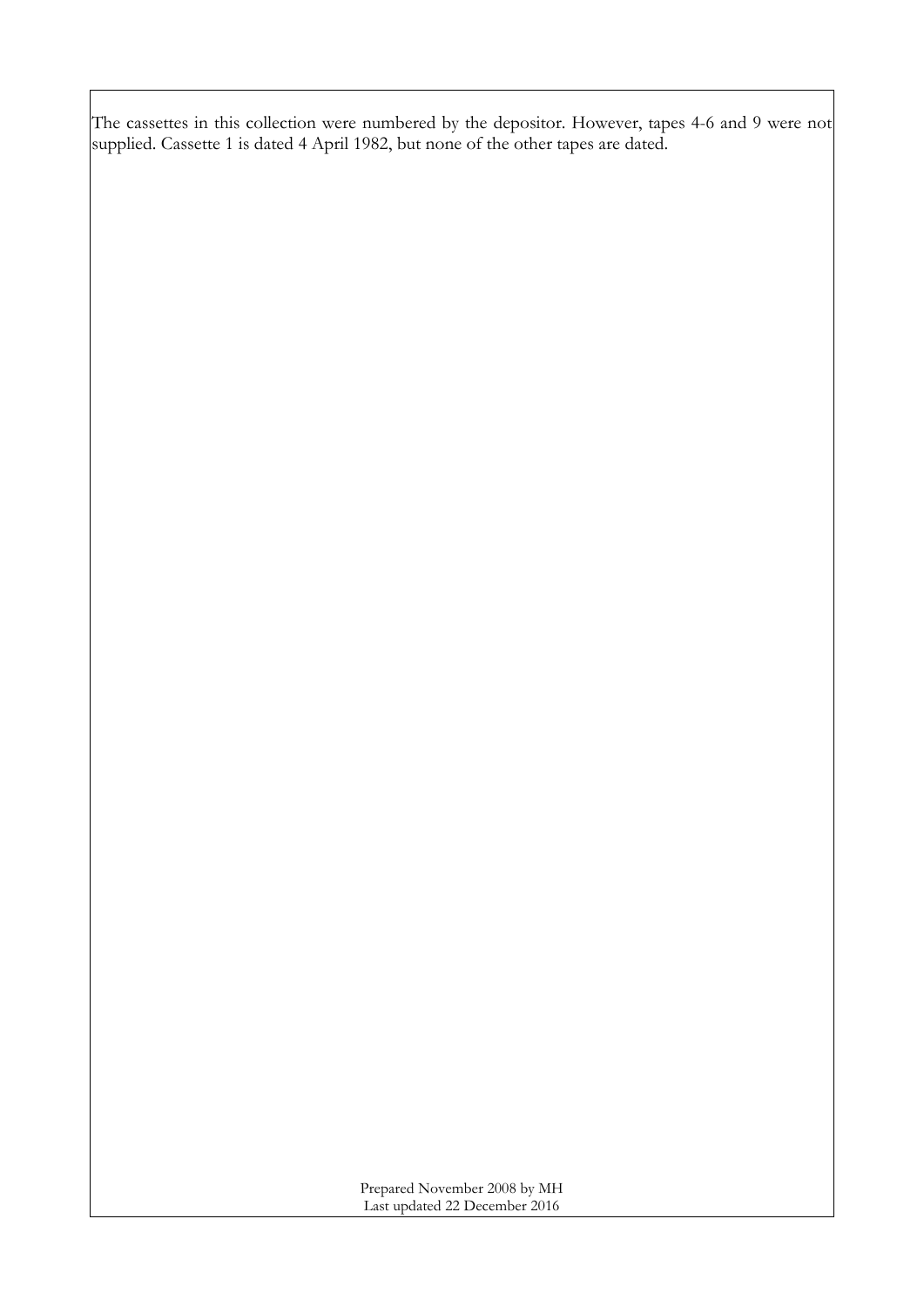The cassettes in this collection were numbered by the depositor. However, tapes 4-6 and 9 were not supplied. Cassette 1 is dated 4 April 1982, but none of the other tapes are dated.

Prepared November 2008 by MH
Last updated 22 December 2016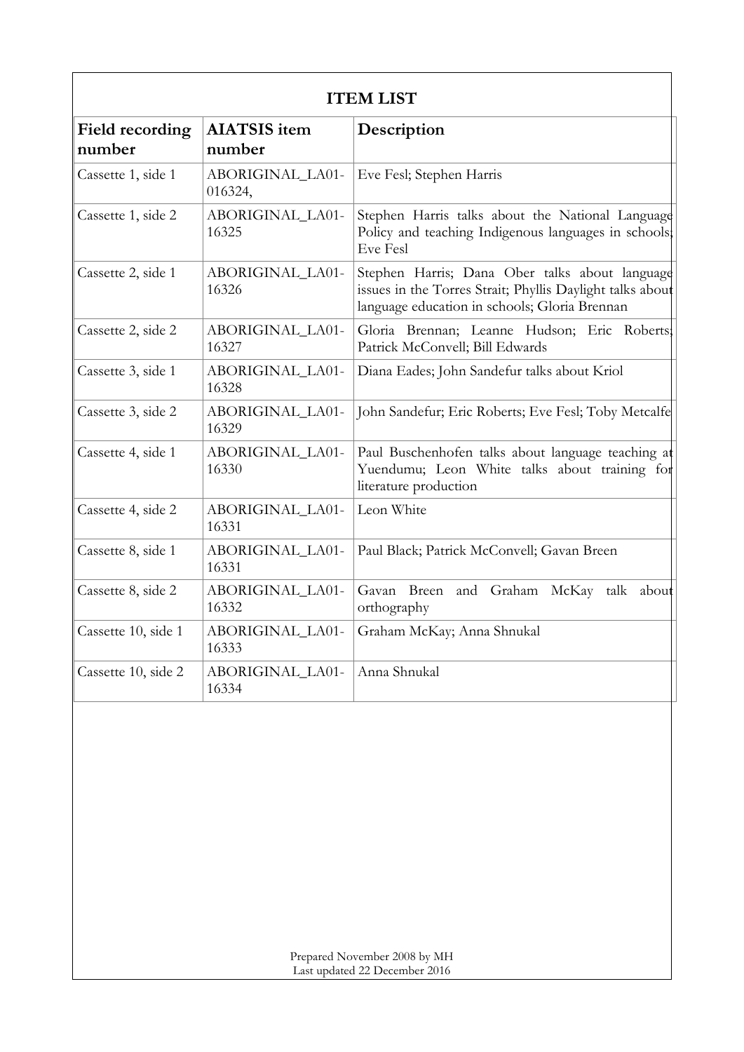## ITEM LIST

| Field recording number | AIATSIS item number | Description |
|---|---|---|
| Cassette 1, side 1 | ABORIGINAL_LA01-016324, | Eve Fesl; Stephen Harris |
| Cassette 1, side 2 | ABORIGINAL_LA01-16325 | Stephen Harris talks about the National Language Policy and teaching Indigenous languages in schools; Eve Fesl |
| Cassette 2, side 1 | ABORIGINAL_LA01-16326 | Stephen Harris; Dana Ober talks about language issues in the Torres Strait; Phyllis Daylight talks about language education in schools; Gloria Brennan |
| Cassette 2, side 2 | ABORIGINAL_LA01-16327 | Gloria Brennan; Leanne Hudson; Eric Roberts; Patrick McConvell; Bill Edwards |
| Cassette 3, side 1 | ABORIGINAL_LA01-16328 | Diana Eades; John Sandefur talks about Kriol |
| Cassette 3, side 2 | ABORIGINAL_LA01-16329 | John Sandefur; Eric Roberts; Eve Fesl; Toby Metcalfe |
| Cassette 4, side 1 | ABORIGINAL_LA01-16330 | Paul Buschenhofen talks about language teaching at Yuendumu; Leon White talks about training for literature production |
| Cassette 4, side 2 | ABORIGINAL_LA01-16331 | Leon White |
| Cassette 8, side 1 | ABORIGINAL_LA01-16331 | Paul Black; Patrick McConvell; Gavan Breen |
| Cassette 8, side 2 | ABORIGINAL_LA01-16332 | Gavan Breen and Graham McKay talk about orthography |
| Cassette 10, side 1 | ABORIGINAL_LA01-16333 | Graham McKay; Anna Shnukal |
| Cassette 10, side 2 | ABORIGINAL_LA01-16334 | Anna Shnukal |

Prepared November 2008 by MH
Last updated 22 December 2016